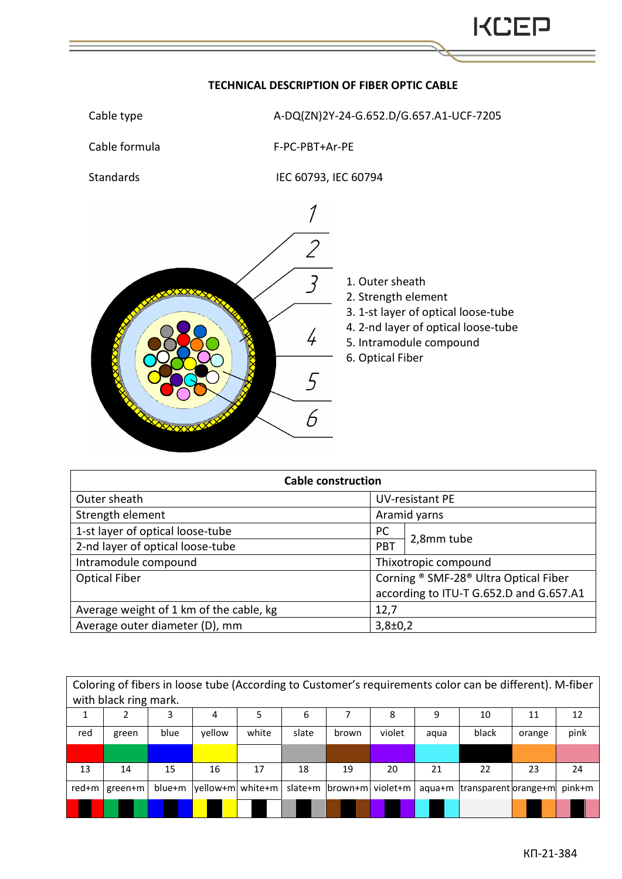# TECHNICAL DESCRIPTION OF FIBER OPTIC CABLE

| | |
|---|---|
| Cable type | A-DQ(ZN)2Y-24-G.652.D/G.657.A1-UCF-7205 |
| Cable formula | F-PC-PBT+Ar-PE |
| Standards | IEC 60793, IEC 60794 |

1. Outer sheath
2. Strength element
3. 1-st layer of optical loose-tube
4. 2-nd layer of optical loose-tube
5. Intramodule compound
6. Optical Fiber

| Cable construction | | |
|---|---|---|
| Outer sheath | UV-resistant PE | |
| Strength element | Aramid yarns | |
| 1-st layer of optical loose-tube | PC | 2,8mm tube |
| 2-nd layer of optical loose-tube | PBT | |
| Intramodule compound | Thixotropic compound | |
| Optical Fiber | Corning ® SMF-28® Ultra Optical Fiber according to ITU-T G.652.D and G.657.A1 | |
| Average weight of 1 km of the cable, kg | 12,7 | |
| Average outer diameter (D), mm | 3,8±0,2 | |

Coloring of fibers in loose tube (According to Customer's requirements color can be different). M-fiber with black ring mark.

| 1 | 2 | 3 | 4 | 5 | 6 | 7 | 8 | 9 | 10 | 11 | 12 |
|---|---|---|---|---|---|---|---|---|---|---|---|
| red | green | blue | yellow | white | slate | brown | violet | aqua | black | orange | pink |
| **13** | **14** | **15** | **16** | **17** | **18** | **19** | **20** | **21** | **22** | **23** | **24** |
| red+m | green+m | blue+m | yellow+m | white+m | slate+m | brown+m | violet+m | aqua+m | transparent | orange+m | pink+m |

КП-21-384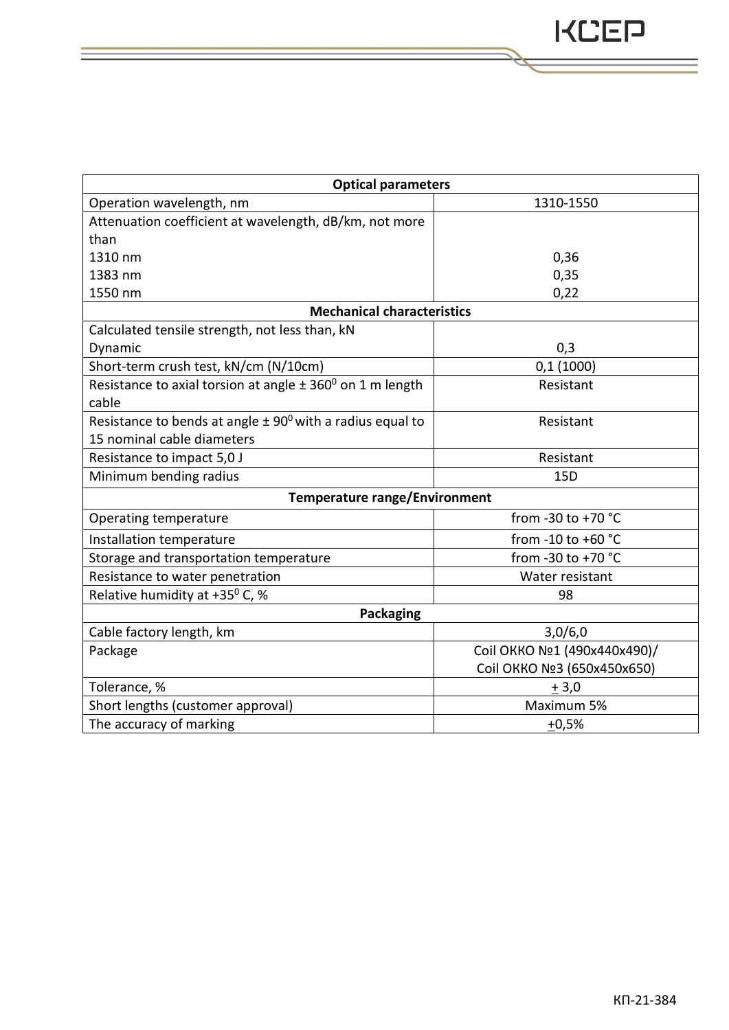| | |
|---|---|
| **Optical parameters** | |
| Operation wavelength, nm | 1310-1550 |
| Attenuation coefficient at wavelength, dB/km, not more than<br>1310 nm<br>1383 nm<br>1550 nm | <br><br>0,36<br>0,35<br>0,22 |
| **Mechanical characteristics** | |
| Calculated tensile strength, not less than, kN<br>Dynamic | <br>0,3 |
| Short-term crush test, kN/cm (N/10cm) | 0,1 (1000) |
| Resistance to axial torsion at angle ± 360$^0$ on 1 m length cable | Resistant |
| Resistance to bends at angle ± 90$^0$ with a radius equal to 15 nominal cable diameters | Resistant |
| Resistance to impact 5,0 J | Resistant |
| Minimum bending radius | 15D |
| **Temperature range/Environment** | |
| Operating temperature | from -30 to +70 °C |
| Installation temperature | from -10 to +60 °C |
| Storage and transportation temperature | from -30 to +70 °C |
| Resistance to water penetration | Water resistant |
| Relative humidity at +35$^0$ C, % | 98 |
| **Packaging** | |
| Cable factory length, km | 3,0/6,0 |
| Package | Coil ОККО №1 (490x440x490)/<br>Coil ОККО №3 (650x450x650) |
| Tolerance, % | ± 3,0 |
| Short lengths (customer approval) | Maximum 5% |
| The accuracy of marking | ±0,5% |

КП-21-384